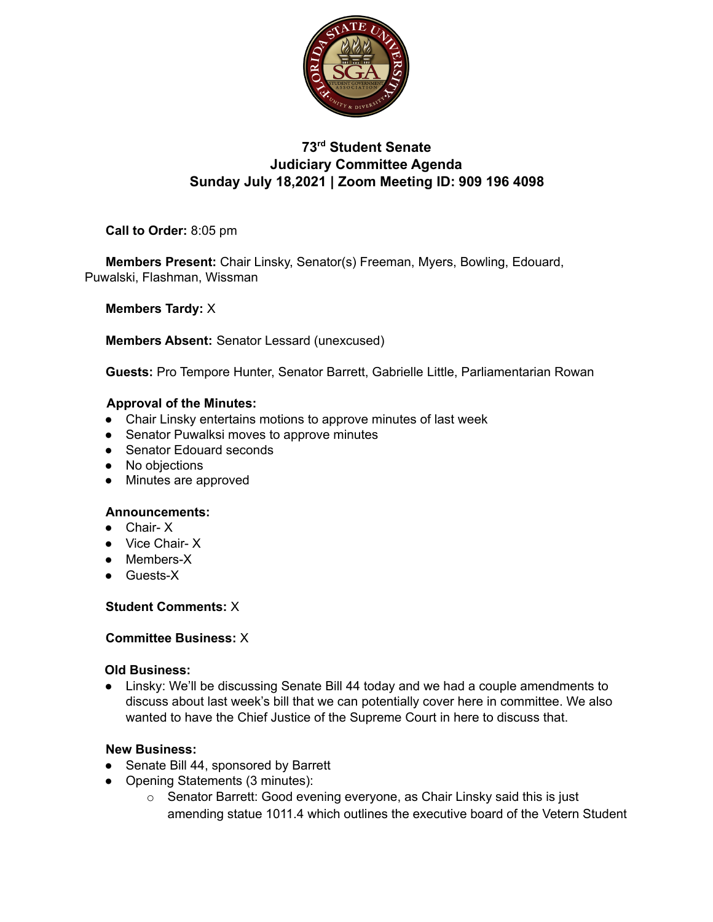# 73rd Student Senate
## Judiciary Committee Agenda
## Sunday July 18,2021 | Zoom Meeting ID: 909 196 4098

**Call to Order:** 8:05 pm

**Members Present:** Chair Linsky, Senator(s) Freeman, Myers, Bowling, Edouard, Puwalski, Flashman, Wissman

**Members Tardy:** X

**Members Absent:** Senator Lessard (unexcused)

**Guests:** Pro Tempore Hunter, Senator Barrett, Gabrielle Little, Parliamentarian Rowan

**Approval of the Minutes:**

- Chair Linsky entertains motions to approve minutes of last week
- Senator Puwalksi moves to approve minutes
- Senator Edouard seconds
- No objections
- Minutes are approved

**Announcements:**

- Chair- X
- Vice Chair- X
- Members-X
- Guests-X

**Student Comments:** X

**Committee Business:** X

**Old Business:**

- Linsky: We'll be discussing Senate Bill 44 today and we had a couple amendments to discuss about last week's bill that we can potentially cover here in committee. We also wanted to have the Chief Justice of the Supreme Court in here to discuss that.

**New Business:**

- Senate Bill 44, sponsored by Barrett
- Opening Statements (3 minutes):
  - Senator Barrett: Good evening everyone, as Chair Linsky said this is just amending statue 1011.4 which outlines the executive board of the Vetern Student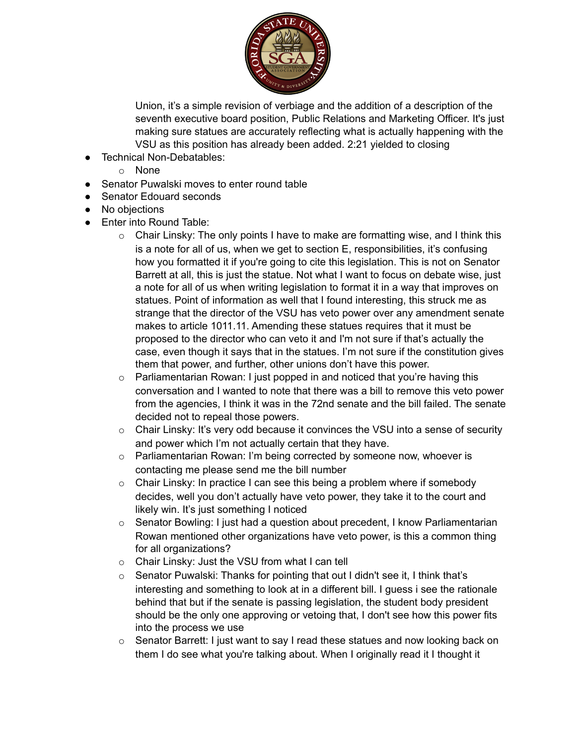Union, it's a simple revision of verbiage and the addition of a description of the seventh executive board position, Public Relations and Marketing Officer. It's just making sure statues are accurately reflecting what is actually happening with the VSU as this position has already been added. 2:21 yielded to closing

- Technical Non-Debatables:
  - None
- Senator Puwalski moves to enter round table
- Senator Edouard seconds
- No objections
- Enter into Round Table:
  - Chair Linsky: The only points I have to make are formatting wise, and I think this is a note for all of us, when we get to section E, responsibilities, it's confusing how you formatted it if you're going to cite this legislation. This is not on Senator Barrett at all, this is just the statue. Not what I want to focus on debate wise, just a note for all of us when writing legislation to format it in a way that improves on statues. Point of information as well that I found interesting, this struck me as strange that the director of the VSU has veto power over any amendment senate makes to article 1011.11. Amending these statues requires that it must be proposed to the director who can veto it and I'm not sure if that's actually the case, even though it says that in the statues. I'm not sure if the constitution gives them that power, and further, other unions don't have this power.
  - Parliamentarian Rowan: I just popped in and noticed that you're having this conversation and I wanted to note that there was a bill to remove this veto power from the agencies, I think it was in the 72nd senate and the bill failed. The senate decided not to repeal those powers.
  - Chair Linsky: It's very odd because it convinces the VSU into a sense of security and power which I'm not actually certain that they have.
  - Parliamentarian Rowan: I'm being corrected by someone now, whoever is contacting me please send me the bill number
  - Chair Linsky: In practice I can see this being a problem where if somebody decides, well you don't actually have veto power, they take it to the court and likely win. It's just something I noticed
  - Senator Bowling: I just had a question about precedent, I know Parliamentarian Rowan mentioned other organizations have veto power, is this a common thing for all organizations?
  - Chair Linsky: Just the VSU from what I can tell
  - Senator Puwalski: Thanks for pointing that out I didn't see it, I think that's interesting and something to look at in a different bill. I guess i see the rationale behind that but if the senate is passing legislation, the student body president should be the only one approving or vetoing that, I don't see how this power fits into the process we use
  - Senator Barrett: I just want to say I read these statues and now looking back on them I do see what you're talking about. When I originally read it I thought it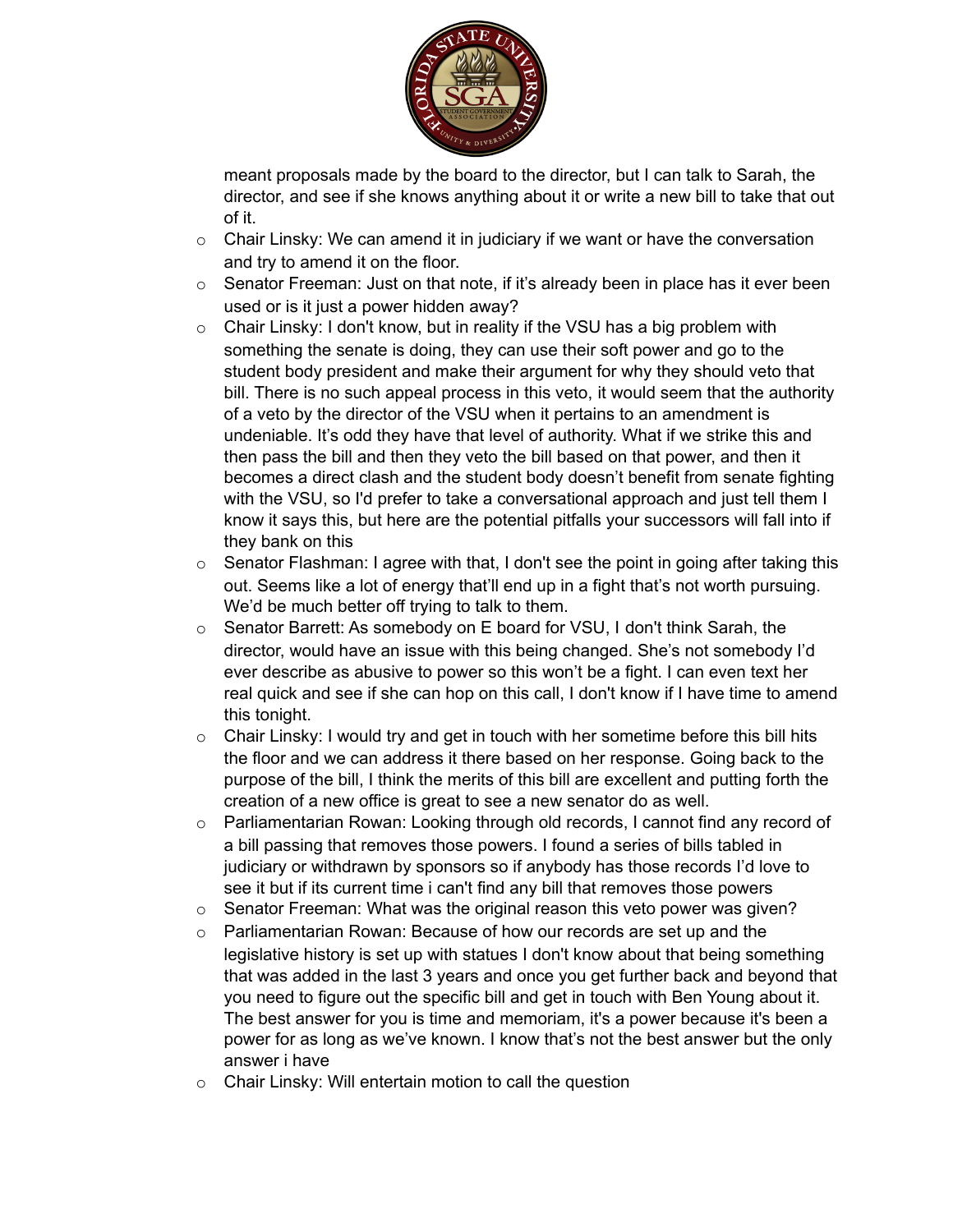meant proposals made by the board to the director, but I can talk to Sarah, the director, and see if she knows anything about it or write a new bill to take that out of it.

- Chair Linsky: We can amend it in judiciary if we want or have the conversation and try to amend it on the floor.
- Senator Freeman: Just on that note, if it's already been in place has it ever been used or is it just a power hidden away?
- Chair Linsky: I don't know, but in reality if the VSU has a big problem with something the senate is doing, they can use their soft power and go to the student body president and make their argument for why they should veto that bill. There is no such appeal process in this veto, it would seem that the authority of a veto by the director of the VSU when it pertains to an amendment is undeniable. It's odd they have that level of authority. What if we strike this and then pass the bill and then they veto the bill based on that power, and then it becomes a direct clash and the student body doesn't benefit from senate fighting with the VSU, so I'd prefer to take a conversational approach and just tell them I know it says this, but here are the potential pitfalls your successors will fall into if they bank on this
- Senator Flashman: I agree with that, I don't see the point in going after taking this out. Seems like a lot of energy that'll end up in a fight that's not worth pursuing. We'd be much better off trying to talk to them.
- Senator Barrett: As somebody on E board for VSU, I don't think Sarah, the director, would have an issue with this being changed. She's not somebody I'd ever describe as abusive to power so this won't be a fight. I can even text her real quick and see if she can hop on this call, I don't know if I have time to amend this tonight.
- Chair Linsky: I would try and get in touch with her sometime before this bill hits the floor and we can address it there based on her response. Going back to the purpose of the bill, I think the merits of this bill are excellent and putting forth the creation of a new office is great to see a new senator do as well.
- Parliamentarian Rowan: Looking through old records, I cannot find any record of a bill passing that removes those powers. I found a series of bills tabled in judiciary or withdrawn by sponsors so if anybody has those records I'd love to see it but if its current time i can't find any bill that removes those powers
- Senator Freeman: What was the original reason this veto power was given?
- Parliamentarian Rowan: Because of how our records are set up and the legislative history is set up with statues I don't know about that being something that was added in the last 3 years and once you get further back and beyond that you need to figure out the specific bill and get in touch with Ben Young about it. The best answer for you is time and memoriam, it's a power because it's been a power for as long as we've known. I know that's not the best answer but the only answer i have
- Chair Linsky: Will entertain motion to call the question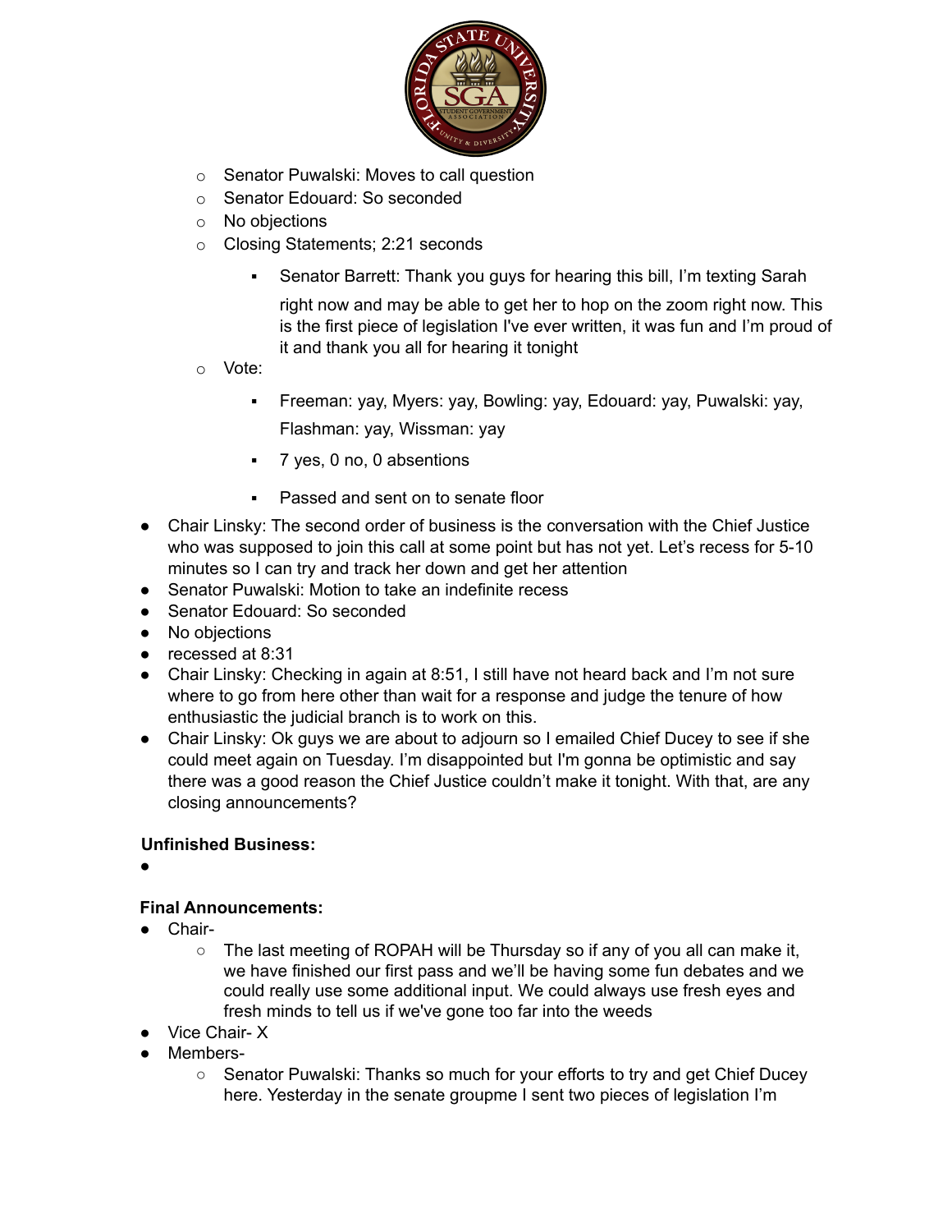- Senator Puwalski: Moves to call question
    - Senator Edouard: So seconded
    - No objections
    - Closing Statements; 2:21 seconds
        - Senator Barrett: Thank you guys for hearing this bill, I'm texting Sarah right now and may be able to get her to hop on the zoom right now. This is the first piece of legislation I've ever written, it was fun and I'm proud of it and thank you all for hearing it tonight
    - Vote:
        - Freeman: yay, Myers: yay, Bowling: yay, Edouard: yay, Puwalski: yay, Flashman: yay, Wissman: yay
        - 7 yes, 0 no, 0 absentions
        - Passed and sent on to senate floor
- Chair Linsky: The second order of business is the conversation with the Chief Justice who was supposed to join this call at some point but has not yet. Let's recess for 5-10 minutes so I can try and track her down and get her attention
- Senator Puwalski: Motion to take an indefinite recess
- Senator Edouard: So seconded
- No objections
- recessed at 8:31
- Chair Linsky: Checking in again at 8:51, I still have not heard back and I'm not sure where to go from here other than wait for a response and judge the tenure of how enthusiastic the judicial branch is to work on this.
- Chair Linsky: Ok guys we are about to adjourn so I emailed Chief Ducey to see if she could meet again on Tuesday. I'm disappointed but I'm gonna be optimistic and say there was a good reason the Chief Justice couldn't make it tonight. With that, are any closing announcements?

**Unfinished Business:**

- 

**Final Announcements:**

- Chair-
    - The last meeting of ROPAH will be Thursday so if any of you all can make it, we have finished our first pass and we'll be having some fun debates and we could really use some additional input. We could always use fresh eyes and fresh minds to tell us if we've gone too far into the weeds
- Vice Chair- X
- Members-
    - Senator Puwalski: Thanks so much for your efforts to try and get Chief Ducey here. Yesterday in the senate groupme I sent two pieces of legislation I'm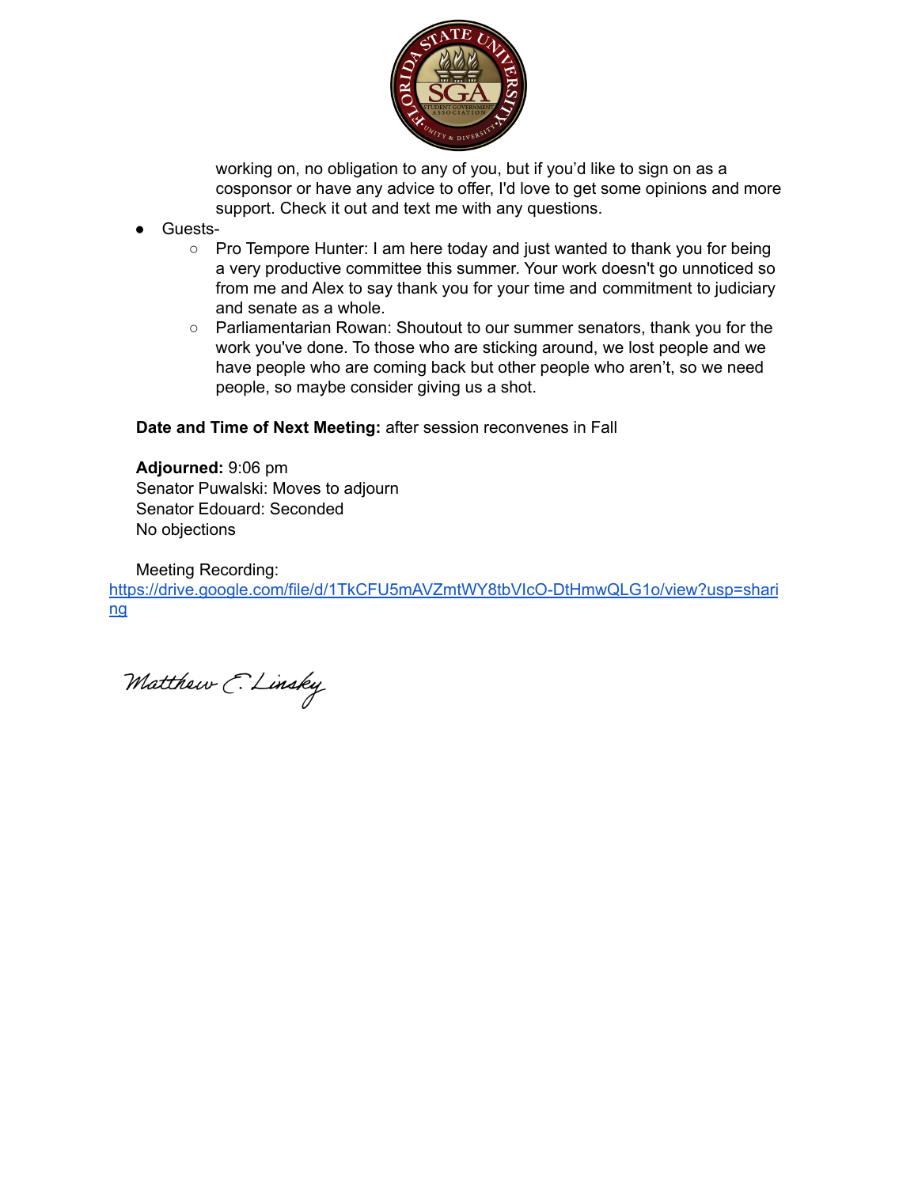working on, no obligation to any of you, but if you'd like to sign on as a cosponsor or have any advice to offer, I'd love to get some opinions and more support. Check it out and text me with any questions.

- Guests-
  - Pro Tempore Hunter: I am here today and just wanted to thank you for being a very productive committee this summer. Your work doesn't go unnoticed so from me and Alex to say thank you for your time and commitment to judiciary and senate as a whole.
  - Parliamentarian Rowan: Shoutout to our summer senators, thank you for the work you've done. To those who are sticking around, we lost people and we have people who are coming back but other people who aren't, so we need people, so maybe consider giving us a shot.

**Date and Time of Next Meeting:** after session reconvenes in Fall

**Adjourned:** 9:06 pm
Senator Puwalski: Moves to adjourn
Senator Edouard: Seconded
No objections

Meeting Recording:
https://drive.google.com/file/d/1TkCFU5mAVZmtWY8tbVIcO-DtHmwQLG1o/view?usp=sharing

Matthew E. Linsky